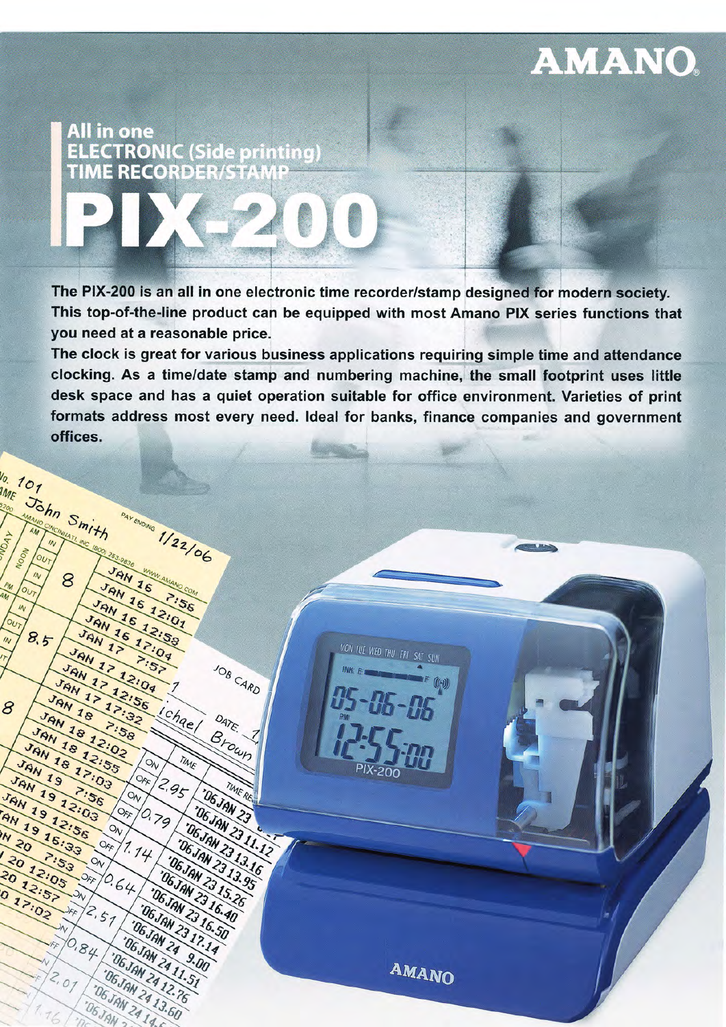AMANO

# All in one ELECTRONIC (Side printing) TIME RECORDER/STAMP

# PIX-200

**The PIX-200 is an all in one electronic time recorder/stamp designed for modern society. This top-of-the-line product can be equipped with most Amano PIX series functions that you need at a reasonable price.**

**The clock is great for various business applications requiring simple time and attendance clocking. As a time/date stamp and numbering machine, the small footprint uses little desk space and has a quiet operation suitable for office environment. Varieties of print formats address most every need. Ideal for banks, finance companies and government offices.**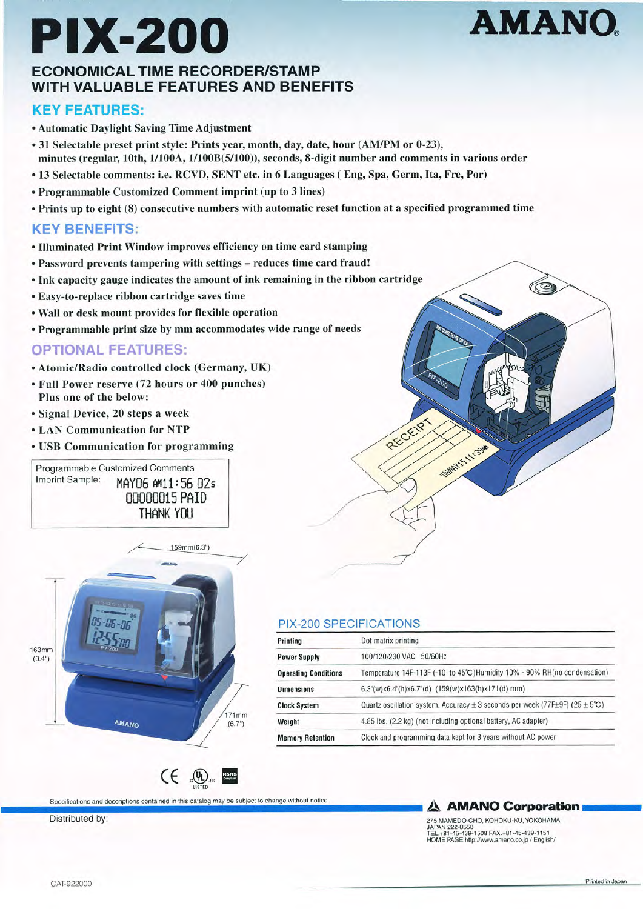# PIX-200

**AMANO**

## ECONOMICAL TIME RECORDER/STAMP WITH VALUABLE FEATURES AND BENEFITS

### KEY FEATURES:

- **Automatic Daylight Saving Time Adjustment**
- **31 Selectable preset print style: Prints year, month, day, date, hour (AM/PM or 0-23), minutes (regular, 10th, 1/100A, 1/100B(5/100)), seconds, 8-digit number and comments in various order**
- **13 Selectable comments: i.e. RCVD, SENT etc. in 6 Languages ( Eng, Spa, Germ, Ita, Fre, Por)**
- **Programmable Customized Comment imprint (up to 3 lines)**
- **Prints up to eight (8) consecutive numbers with automatic reset function at a specified programmed time**

### KEY BENEFITS:

- **Illuminated Print Window improves efficiency on time card stamping**
- **Password prevents tampering with settings – reduces time card fraud!**
- **Ink capacity gauge indicates the amount of ink remaining in the ribbon cartridge**
- **Easy-to-replace ribbon cartridge saves time**
- **Wall or desk mount provides for flexible operation**
- **Programmable print size by mm accommodates wide range of needs**

### OPTIONAL FEATURES:

- **Atomic/Radio controlled clock (Germany, UK)**
- **Full Power reserve (72 hours or 400 punches)**
  **Plus one of the below:**
- **Signal Device, 20 steps a week**
- **LAN Communication for NTP**
- **USB Communication for programming**

Programmable Customized Comments
Imprint Sample:

MAY06 AM11:56 02s
00000015 PAID
THANK YOU

159mm(6.3")
163mm (6.4")
171mm (6.7")

### PIX-200 SPECIFICATIONS

| | |
|---|---|
| **Printing** | Dot matrix printing |
| **Power Supply** | 100/120/230 VAC 50/60Hz |
| **Operating Conditions** | Temperature 14F-113F (-10 to 45℃)Humidity 10% - 90% RH(no condensation) |
| **Dimensions** | 6.3"(w)x6.4"(h)x6.7"(d) (159(w)x163(h)x171(d) mm) |
| **Clock System** | Quartz oscillation system, Accuracy ± 3 seconds per week (77F±9F) (25 ± 5℃) |
| **Weight** | 4.85 lbs. (2.2 kg) (not including optional battery, AC adapter) |
| **Memory Retention** | Clock and programming data kept for 3 years without AC power |

Specifications and descriptions contained in this catalog may be subject to change without notice.

Distributed by:

**AMANO Corporation**

275 MAMEDO-CHO, KOHOKU-KU, YOKOHAMA, JAPAN 222-8558
TEL.+81-45-439-1508 FAX.+81-45-439-1151
HOME PAGE:http://www.amano.co.jp / English/

CAT-922000

Printed in Japan